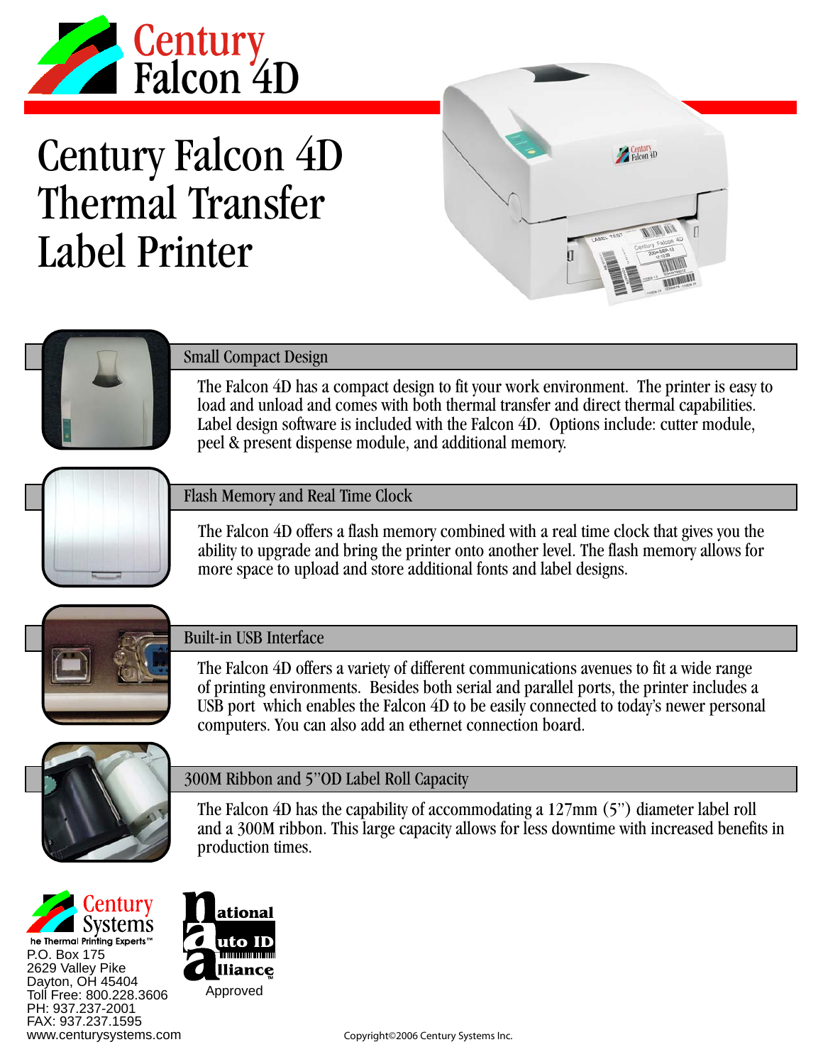Century
Falcon 4D

# Century Falcon 4D Thermal Transfer Label Printer

## Small Compact Design

The Falcon 4D has a compact design to fit your work environment. The printer is easy to load and unload and comes with both thermal transfer and direct thermal capabilities. Label design software is included with the Falcon 4D. Options include: cutter module, peel & present dispense module, and additional memory.

## Flash Memory and Real Time Clock

The Falcon 4D offers a flash memory combined with a real time clock that gives you the ability to upgrade and bring the printer onto another level. The flash memory allows for more space to upload and store additional fonts and label designs.

## Built-in USB Interface

The Falcon 4D offers a variety of different communications avenues to fit a wide range of printing environments. Besides both serial and parallel ports, the printer includes a USB port which enables the Falcon 4D to be easily connected to today's newer personal computers. You can also add an ethernet connection board.

## 300M Ribbon and 5"OD Label Roll Capacity

The Falcon 4D has the capability of accommodating a 127mm (5") diameter label roll and a 300M ribbon. This large capacity allows for less downtime with increased benefits in production times.

Century Systems
he Thermal Printing Experts™
P.O. Box 175
2629 Valley Pike
Dayton, OH 45404
Toll Free: 800.228.3606
PH: 937.237-2001
FAX: 937.237.1595
www.centurysystems.com

National Auto ID Alliance™
Approved

Copyright©2006 Century Systems Inc.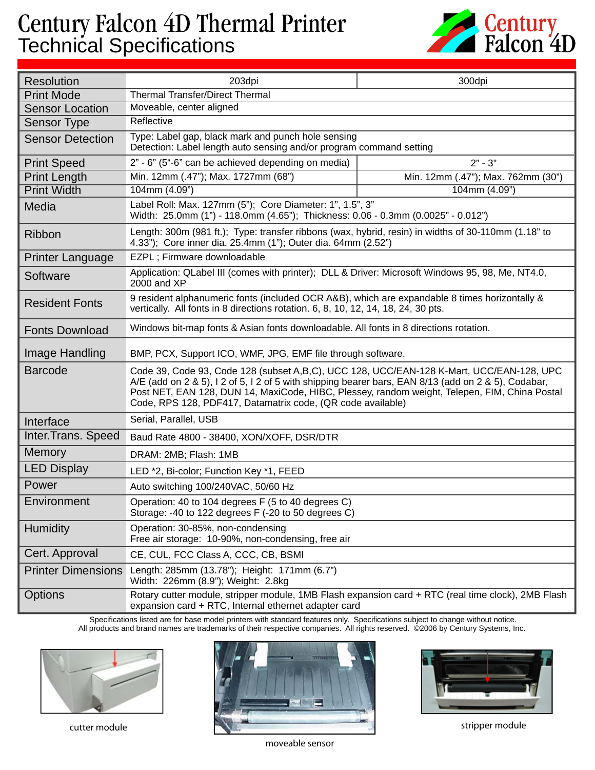# Century Falcon 4D Thermal Printer
## Technical Specifications

Century Falcon 4D

| | | |
|---|---|---|
| Resolution | 203dpi | 300dpi |
| Print Mode | Thermal Transfer/Direct Thermal | |
| Sensor Location | Moveable, center aligned | |
| Sensor Type | Reflective | |
| Sensor Detection | Type: Label gap, black mark and punch hole sensing<br>Detection: Label length auto sensing and/or program command setting | |
| Print Speed | 2" - 6" (5"-6" can be achieved depending on media) | 2" - 3" |
| Print Length | Min. 12mm (.47"); Max. 1727mm (68") | Min. 12mm (.47"); Max. 762mm (30") |
| Print Width | 104mm (4.09") | 104mm (4.09") |
| Media | Label Roll: Max. 127mm (5"); Core Diameter: 1", 1.5", 3"<br>Width: 25.0mm (1") - 118.0mm (4.65"); Thickness: 0.06 - 0.3mm (0.0025" - 0.012") | |
| Ribbon | Length: 300m (981 ft.); Type: transfer ribbons (wax, hybrid, resin) in widths of 30-110mm (1.18" to 4.33"); Core inner dia. 25.4mm (1"); Outer dia. 64mm (2.52") | |
| Printer Language | EZPL ; Firmware downloadable | |
| Software | Application: QLabel III (comes with printer); DLL & Driver: Microsoft Windows 95, 98, Me, NT4.0, 2000 and XP | |
| Resident Fonts | 9 resident alphanumeric fonts (included OCR A&B), which are expandable 8 times horizontally & vertically. All fonts in 8 directions rotation. 6, 8, 10, 12, 14, 18, 24, 30 pts. | |
| Fonts Download | Windows bit-map fonts & Asian fonts downloadable. All fonts in 8 directions rotation. | |
| Image Handling | BMP, PCX, Support ICO, WMF, JPG, EMF file through software. | |
| Barcode | Code 39, Code 93, Code 128 (subset A,B,C), UCC 128, UCC/EAN-128 K-Mart, UCC/EAN-128, UPC A/E (add on 2 & 5), I 2 of 5, I 2 of 5 with shipping bearer bars, EAN 8/13 (add on 2 & 5), Codabar, Post NET, EAN 128, DUN 14, MaxiCode, HIBC, Plessey, random weight, Telepen, FIM, China Postal Code, RPS 128, PDF417, Datamatrix code, (QR code available) | |
| Interface | Serial, Parallel, USB | |
| Inter.Trans. Speed | Baud Rate 4800 - 38400, XON/XOFF, DSR/DTR | |
| Memory | DRAM: 2MB; Flash: 1MB | |
| LED Display | LED *2, Bi-color; Function Key *1, FEED | |
| Power | Auto switching 100/240VAC, 50/60 Hz | |
| Environment | Operation: 40 to 104 degrees F (5 to 40 degrees C)<br>Storage: -40 to 122 degrees F (-20 to 50 degrees C) | |
| Humidity | Operation: 30-85%, non-condensing<br>Free air storage: 10-90%, non-condensing, free air | |
| Cert. Approval | CE, CUL, FCC Class A, CCC, CB, BSMI | |
| Printer Dimensions | Length: 285mm (13.78"); Height: 171mm (6.7")<br>Width: 226mm (8.9"); Weight: 2.8kg | |
| Options | Rotary cutter module, stripper module, 1MB Flash expansion card + RTC (real time clock), 2MB Flash expansion card + RTC, Internal ethernet adapter card | |

Specifications listed are for base model printers with standard features only. Specifications subject to change without notice.
All products and brand names are trademarks of their respective companies. All rights reserved. ©2006 by Century Systems, Inc.

cutter module

moveable sensor

stripper module